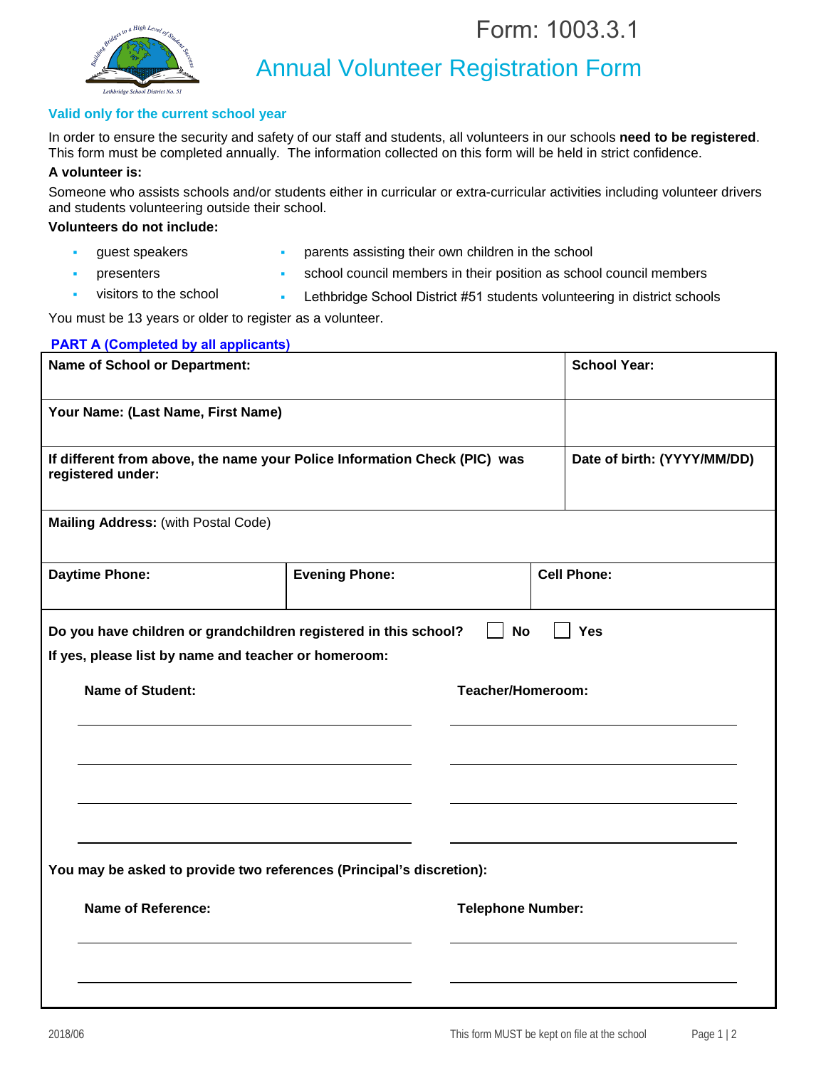Form: 1003.3.1

# Annual Volunteer Registration Form

**Valid only for the current school year**

In order to ensure the security and safety of our staff and students, all volunteers in our schools **need to be registered**. This form must be completed annually. The information collected on this form will be held in strict confidence.

**A volunteer is:**

Someone who assists schools and/or students either in curricular or extra-curricular activities including volunteer drivers and students volunteering outside their school.

**Volunteers do not include:**

- guest speakers
- presenters
- visitors to the school
- parents assisting their own children in the school
- school council members in their position as school council members
- Lethbridge School District #51 students volunteering in district schools

You must be 13 years or older to register as a volunteer.

## PART A (Completed by all applicants)

| | | |
|---|---|---|
| **Name of School or Department:** | | **School Year:** |
| **Your Name: (Last Name, First Name)** | | |
| **If different from above, the name your Police Information Check (PIC) was registered under:** | | **Date of birth: (YYYY/MM/DD)** |
| **Mailing Address:** (with Postal Code) | | |
| **Daytime Phone:** | **Evening Phone:** | **Cell Phone:** |

**Do you have children or grandchildren registered in this school?** ☐ **No** ☐ **Yes**

**If yes, please list by name and teacher or homeroom:**

| Name of Student: | Teacher/Homeroom: |
|---|---|
| | |
| | |
| | |
| | |

**You may be asked to provide two references (Principal's discretion):**

| Name of Reference: | Telephone Number: |
|---|---|
| | |
| | |

2018/06

This form MUST be kept on file at the school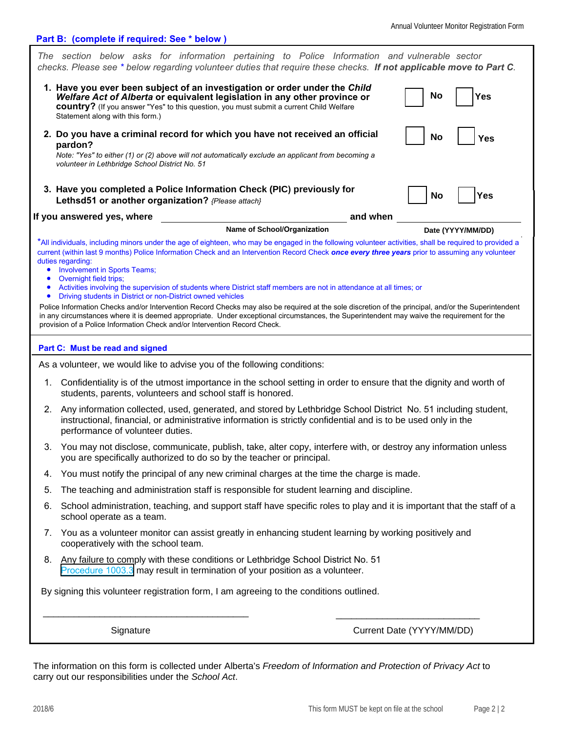## Part B: (complete if required: See * below )

*The section below asks for information pertaining to Police Information and vulnerable sector checks. Please see * below regarding volunteer duties that require these checks. **If not applicable move to Part C**.*

1. **Have you ever been subject of an investigation or order under the *Child Welfare Act of Alberta* or equivalent legislation in any other province or country?** (If you answer "Yes" to this question, you must submit a current Child Welfare Statement along with this form.) ☐ No ☐ Yes

2. **Do you have a criminal record for which you have not received an official pardon?** ☐ No ☐ Yes
   *Note: "Yes" to either (1) or (2) above will not automatically exclude an applicant from becoming a volunteer in Lethbridge School District No. 51*

3. **Have you completed a Police Information Check (PIC) previously for Lethsd51 or another organization?** *{Please attach}* ☐ No ☐ Yes

**If you answered yes, where** ______________________ **and when** ______________________
**Name of School/Organization** **Date (YYYY/MM/DD)**

*All individuals, including minors under the age of eighteen, who may be engaged in the following volunteer activities, shall be required to provided a current (within last 9 months) Police Information Check and an Intervention Record Check ***once every three years*** prior to assuming any volunteer duties regarding:

- Involvement in Sports Teams;
- Overnight field trips;
- Activities involving the supervision of students where District staff members are not in attendance at all times; or
- Driving students in District or non-District owned vehicles

Police Information Checks and/or Intervention Record Checks may also be required at the sole discretion of the principal, and/or the Superintendent in any circumstances where it is deemed appropriate. Under exceptional circumstances, the Superintendent may waive the requirement for the provision of a Police Information Check and/or Intervention Record Check.

## Part C: Must be read and signed

As a volunteer, we would like to advise you of the following conditions:

1. Confidentiality is of the utmost importance in the school setting in order to ensure that the dignity and worth of students, parents, volunteers and school staff is honored.
2. Any information collected, used, generated, and stored by Lethbridge School District No. 51 including student, instructional, financial, or administrative information is strictly confidential and is to be used only in the performance of volunteer duties.
3. You may not disclose, communicate, publish, take, alter copy, interfere with, or destroy any information unless you are specifically authorized to do so by the teacher or principal.
4. You must notify the principal of any new criminal charges at the time the charge is made.
5. The teaching and administration staff is responsible for student learning and discipline.
6. School administration, teaching, and support staff have specific roles to play and it is important that the staff of a school operate as a team.
7. You as a volunteer monitor can assist greatly in enhancing student learning by working positively and cooperatively with the school team.
8. Any failure to comply with these conditions or Lethbridge School District No. 51 Procedure 1003.3 may result in termination of your position as a volunteer.

By signing this volunteer registration form, I am agreeing to the conditions outlined.

______________________________ ______________________________
Signature Current Date (YYYY/MM/DD)

The information on this form is collected under Alberta's *Freedom of Information and Protection of Privacy Act* to carry out our responsibilities under the *School Act*.

2018/6 This form MUST be kept on file at the school